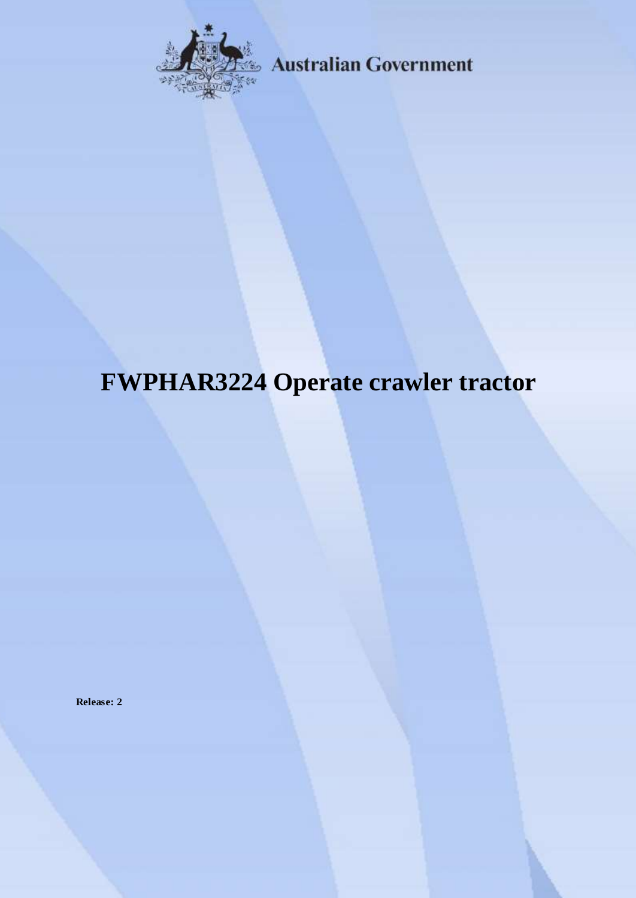Australian Government

# FWPHAR3224 Operate crawler tractor

**Release: 2**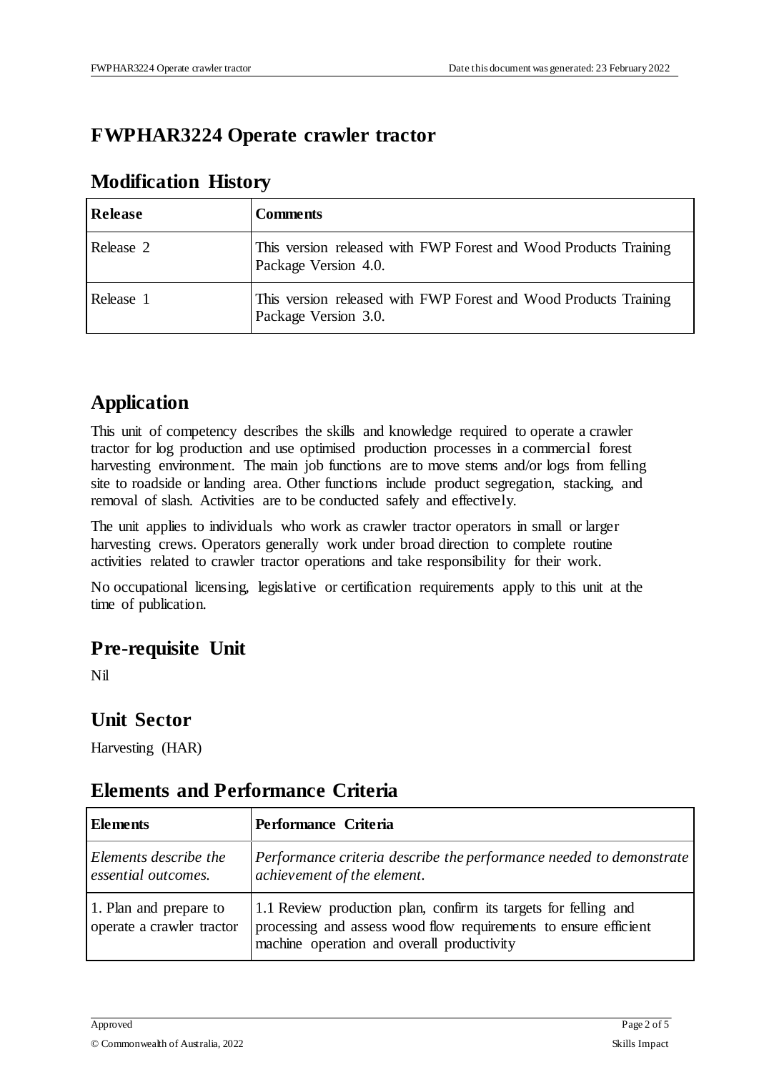# FWPHAR3224 Operate crawler tractor

## Modification History

| Release | Comments |
|---|---|
| Release 2 | This version released with FWP Forest and Wood Products Training Package Version 4.0. |
| Release 1 | This version released with FWP Forest and Wood Products Training Package Version 3.0. |

## Application

This unit of competency describes the skills and knowledge required to operate a crawler tractor for log production and use optimised production processes in a commercial forest harvesting environment. The main job functions are to move stems and/or logs from felling site to roadside or landing area. Other functions include product segregation, stacking, and removal of slash. Activities are to be conducted safely and effectively.

The unit applies to individuals who work as crawler tractor operators in small or larger harvesting crews. Operators generally work under broad direction to complete routine activities related to crawler tractor operations and take responsibility for their work.

No occupational licensing, legislative or certification requirements apply to this unit at the time of publication.

## Pre-requisite Unit

Nil

## Unit Sector

Harvesting (HAR)

## Elements and Performance Criteria

| Elements | Performance Criteria |
|---|---|
| *Elements describe the essential outcomes.* | *Performance criteria describe the performance needed to demonstrate achievement of the element.* |
| 1. Plan and prepare to operate a crawler tractor | 1.1 Review production plan, confirm its targets for felling and processing and assess wood flow requirements to ensure efficient machine operation and overall productivity |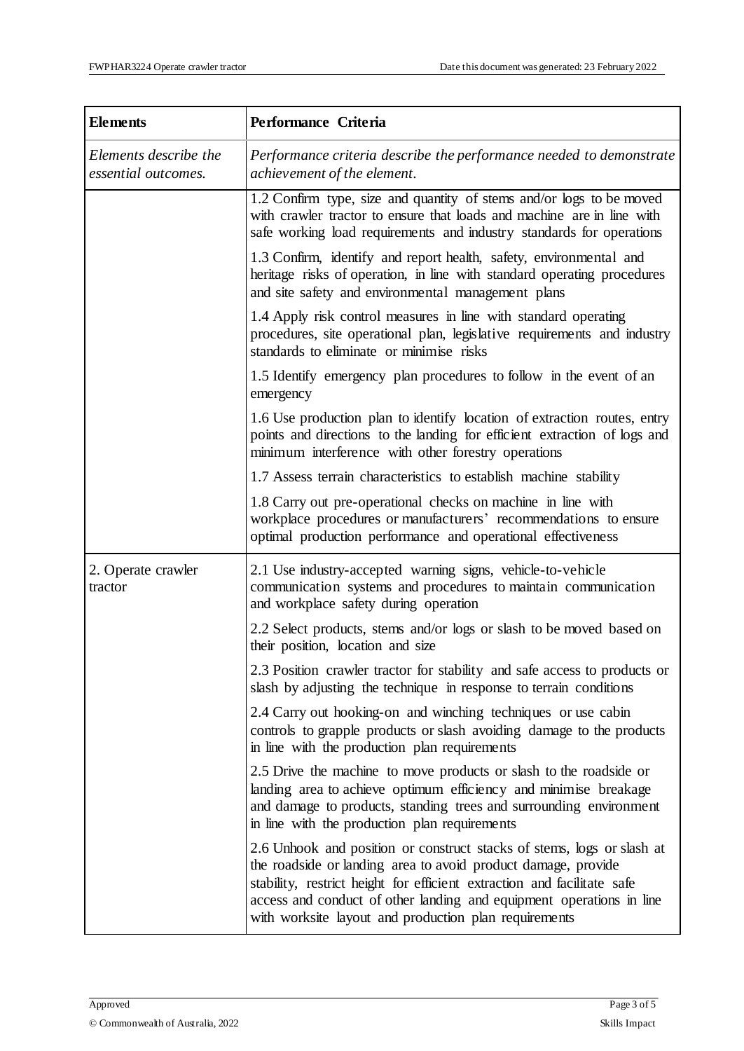| **Elements** | **Performance Criteria** |
|---|---|
| *Elements describe the essential outcomes.* | *Performance criteria describe the performance needed to demonstrate achievement of the element.* |
| | 1.2 Confirm type, size and quantity of stems and/or logs to be moved with crawler tractor to ensure that loads and machine are in line with safe working load requirements and industry standards for operations |
| | 1.3 Confirm, identify and report health, safety, environmental and heritage risks of operation, in line with standard operating procedures and site safety and environmental management plans |
| | 1.4 Apply risk control measures in line with standard operating procedures, site operational plan, legislative requirements and industry standards to eliminate or minimise risks |
| | 1.5 Identify emergency plan procedures to follow in the event of an emergency |
| | 1.6 Use production plan to identify location of extraction routes, entry points and directions to the landing for efficient extraction of logs and minimum interference with other forestry operations |
| | 1.7 Assess terrain characteristics to establish machine stability |
| | 1.8 Carry out pre-operational checks on machine in line with workplace procedures or manufacturers' recommendations to ensure optimal production performance and operational effectiveness |
| 2. Operate crawler tractor | 2.1 Use industry-accepted warning signs, vehicle-to-vehicle communication systems and procedures to maintain communication and workplace safety during operation |
| | 2.2 Select products, stems and/or logs or slash to be moved based on their position, location and size |
| | 2.3 Position crawler tractor for stability and safe access to products or slash by adjusting the technique in response to terrain conditions |
| | 2.4 Carry out hooking-on and winching techniques or use cabin controls to grapple products or slash avoiding damage to the products in line with the production plan requirements |
| | 2.5 Drive the machine to move products or slash to the roadside or landing area to achieve optimum efficiency and minimise breakage and damage to products, standing trees and surrounding environment in line with the production plan requirements |
| | 2.6 Unhook and position or construct stacks of stems, logs or slash at the roadside or landing area to avoid product damage, provide stability, restrict height for efficient extraction and facilitate safe access and conduct of other landing and equipment operations in line with worksite layout and production plan requirements |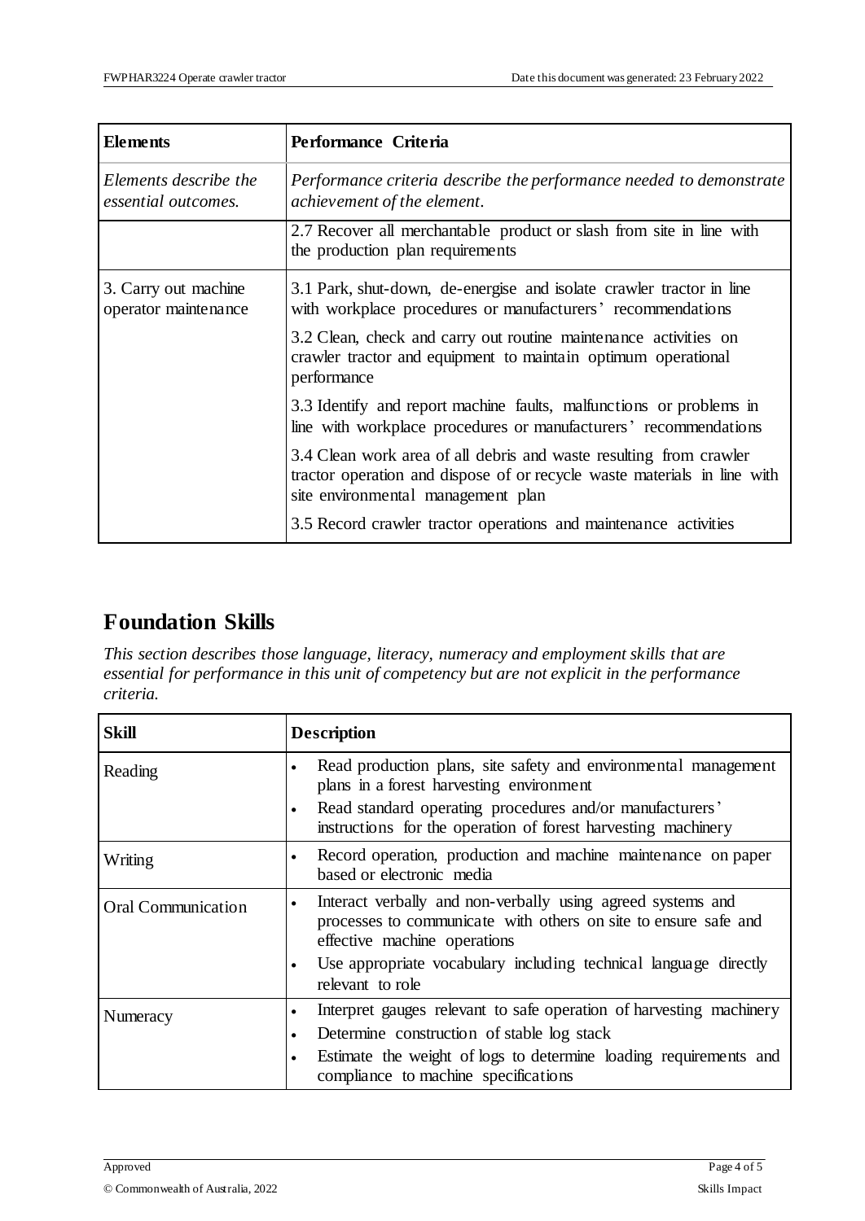| Elements | Performance Criteria |
|---|---|
| *Elements describe the essential outcomes.* | *Performance criteria describe the performance needed to demonstrate achievement of the element.* |
| | 2.7 Recover all merchantable product or slash from site in line with the production plan requirements |
| 3. Carry out machine operator maintenance | 3.1 Park, shut-down, de-energise and isolate crawler tractor in line with workplace procedures or manufacturers' recommendations<br><br>3.2 Clean, check and carry out routine maintenance activities on crawler tractor and equipment to maintain optimum operational performance<br><br>3.3 Identify and report machine faults, malfunctions or problems in line with workplace procedures or manufacturers' recommendations<br><br>3.4 Clean work area of all debris and waste resulting from crawler tractor operation and dispose of or recycle waste materials in line with site environmental management plan<br><br>3.5 Record crawler tractor operations and maintenance activities |

## Foundation Skills

*This section describes those language, literacy, numeracy and employment skills that are essential for performance in this unit of competency but are not explicit in the performance criteria.*

| Skill | Description |
|---|---|
| Reading | • Read production plans, site safety and environmental management plans in a forest harvesting environment<br>• Read standard operating procedures and/or manufacturers' instructions for the operation of forest harvesting machinery |
| Writing | • Record operation, production and machine maintenance on paper based or electronic media |
| Oral Communication | • Interact verbally and non-verbally using agreed systems and processes to communicate with others on site to ensure safe and effective machine operations<br>• Use appropriate vocabulary including technical language directly relevant to role |
| Numeracy | • Interpret gauges relevant to safe operation of harvesting machinery<br>• Determine construction of stable log stack<br>• Estimate the weight of logs to determine loading requirements and compliance to machine specifications |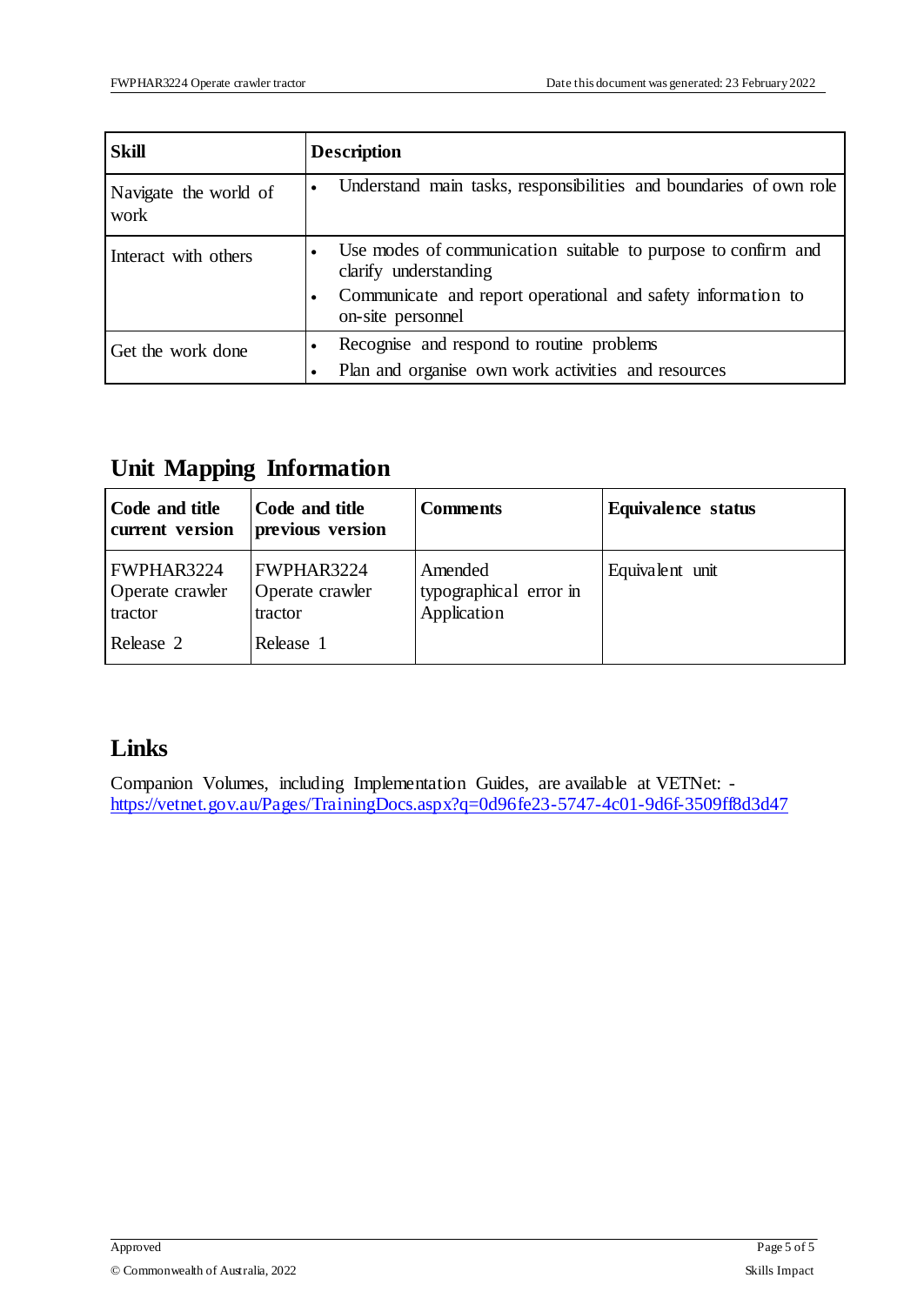| Skill | Description |
|---|---|
| Navigate the world of work | • Understand main tasks, responsibilities and boundaries of own role |
| Interact with others | • Use modes of communication suitable to purpose to confirm and clarify understanding<br>• Communicate and report operational and safety information to on-site personnel |
| Get the work done | • Recognise and respond to routine problems<br>• Plan and organise own work activities and resources |

## Unit Mapping Information

| Code and title current version | Code and title previous version | Comments | Equivalence status |
|---|---|---|---|
| FWPHAR3224 Operate crawler tractor<br>Release 2 | FWPHAR3224 Operate crawler tractor<br>Release 1 | Amended typographical error in Application | Equivalent unit |

## Links

Companion Volumes, including Implementation Guides, are available at VETNet: - https://vetnet.gov.au/Pages/TrainingDocs.aspx?q=0d96fe23-5747-4c01-9d6f-3509ff8d3d47